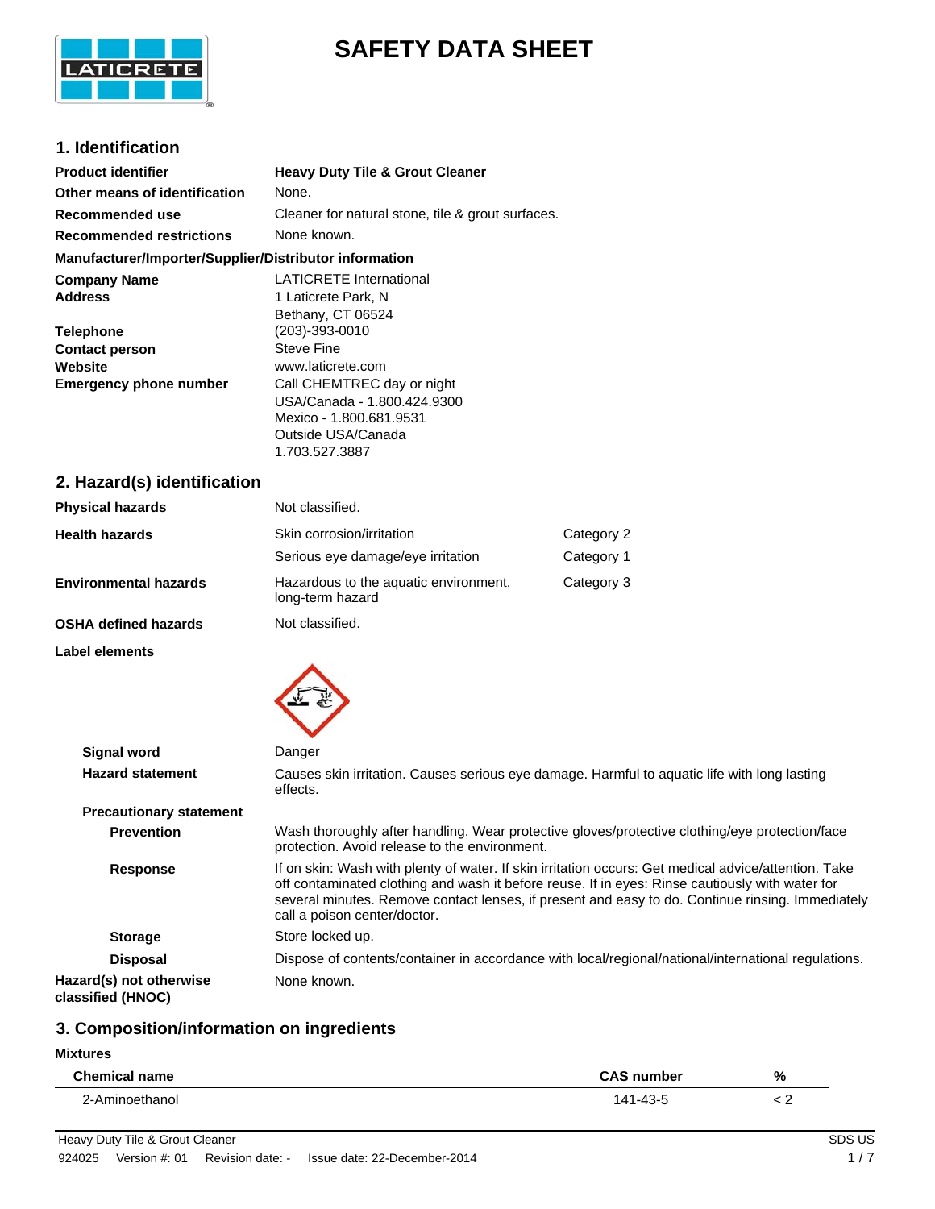# SAFETY DATA SHEET

## 1. Identification

| | |
|---|---|
| **Product identifier** | **Heavy Duty Tile & Grout Cleaner** |
| **Other means of identification** | None. |
| **Recommended use** | Cleaner for natural stone, tile & grout surfaces. |
| **Recommended restrictions** | None known. |

**Manufacturer/Importer/Supplier/Distributor information**

| | |
|---|---|
| **Company Name** | LATICRETE International |
| **Address** | 1 Laticrete Park, N<br>Bethany, CT 06524 |
| **Telephone** | (203)-393-0010 |
| **Contact person** | Steve Fine |
| **Website** | www.laticrete.com |
| **Emergency phone number** | Call CHEMTREC day or night<br>USA/Canada - 1.800.424.9300<br>Mexico - 1.800.681.9531<br>Outside USA/Canada<br>1.703.527.3887 |

## 2. Hazard(s) identification

| | | |
|---|---|---|
| **Physical hazards** | Not classified. | |
| **Health hazards** | Skin corrosion/irritation | Category 2 |
| | Serious eye damage/eye irritation | Category 1 |
| **Environmental hazards** | Hazardous to the aquatic environment, long-term hazard | Category 3 |
| **OSHA defined hazards** | Not classified. | |

**Label elements**

| | |
|---|---|
| **Signal word** | Danger |
| **Hazard statement** | Causes skin irritation. Causes serious eye damage. Harmful to aquatic life with long lasting effects. |
| **Precautionary statement** | |
| **Prevention** | Wash thoroughly after handling. Wear protective gloves/protective clothing/eye protection/face protection. Avoid release to the environment. |
| **Response** | If on skin: Wash with plenty of water. If skin irritation occurs: Get medical advice/attention. Take off contaminated clothing and wash it before reuse. If in eyes: Rinse cautiously with water for several minutes. Remove contact lenses, if present and easy to do. Continue rinsing. Immediately call a poison center/doctor. |
| **Storage** | Store locked up. |
| **Disposal** | Dispose of contents/container in accordance with local/regional/national/international regulations. |
| **Hazard(s) not otherwise classified (HNOC)** | None known. |

## 3. Composition/information on ingredients

**Mixtures**

| Chemical name | CAS number | % |
|---|---|---|
| 2-Aminoethanol | 141-43-5 | < 2 |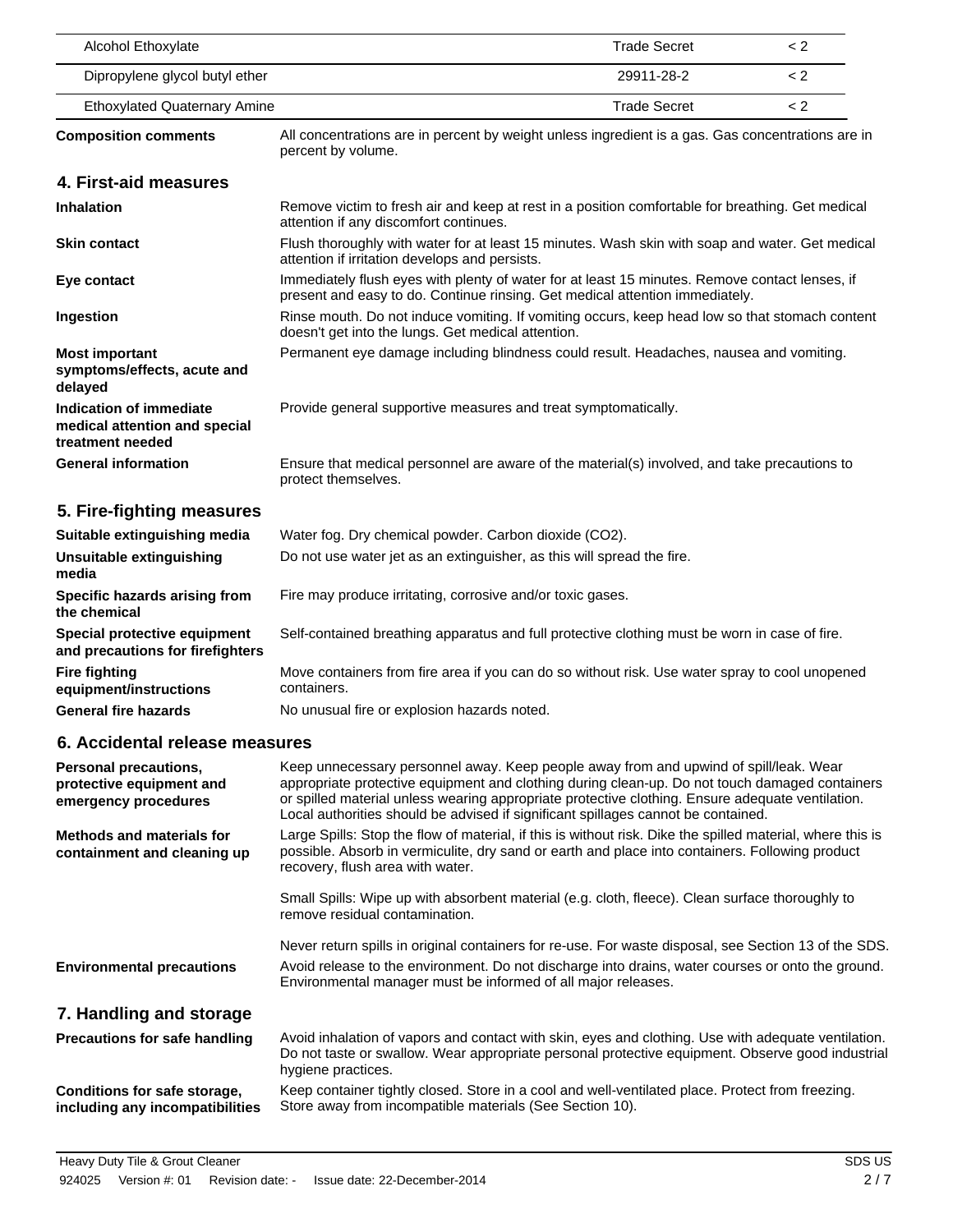| | | |
|---|---|---|
| Alcohol Ethoxylate | Trade Secret | < 2 |
| Dipropylene glycol butyl ether | 29911-28-2 | < 2 |
| Ethoxylated Quaternary Amine | Trade Secret | < 2 |

**Composition comments** All concentrations are in percent by weight unless ingredient is a gas. Gas concentrations are in percent by volume.

## 4. First-aid measures

**Inhalation** Remove victim to fresh air and keep at rest in a position comfortable for breathing. Get medical attention if any discomfort continues.

**Skin contact** Flush thoroughly with water for at least 15 minutes. Wash skin with soap and water. Get medical attention if irritation develops and persists.

**Eye contact** Immediately flush eyes with plenty of water for at least 15 minutes. Remove contact lenses, if present and easy to do. Continue rinsing. Get medical attention immediately.

**Ingestion** Rinse mouth. Do not induce vomiting. If vomiting occurs, keep head low so that stomach content doesn't get into the lungs. Get medical attention.

**Most important symptoms/effects, acute and delayed** Permanent eye damage including blindness could result. Headaches, nausea and vomiting.

**Indication of immediate medical attention and special treatment needed** Provide general supportive measures and treat symptomatically.

**General information** Ensure that medical personnel are aware of the material(s) involved, and take precautions to protect themselves.

## 5. Fire-fighting measures

**Suitable extinguishing media** Water fog. Dry chemical powder. Carbon dioxide ($CO_2$).

**Unsuitable extinguishing media** Do not use water jet as an extinguisher, as this will spread the fire.

**Specific hazards arising from the chemical** Fire may produce irritating, corrosive and/or toxic gases.

**Special protective equipment and precautions for firefighters** Self-contained breathing apparatus and full protective clothing must be worn in case of fire.

**Fire fighting equipment/instructions** Move containers from fire area if you can do so without risk. Use water spray to cool unopened containers.

**General fire hazards** No unusual fire or explosion hazards noted.

## 6. Accidental release measures

**Personal precautions, protective equipment and emergency procedures** Keep unnecessary personnel away. Keep people away from and upwind of spill/leak. Wear appropriate protective equipment and clothing during clean-up. Do not touch damaged containers or spilled material unless wearing appropriate protective clothing. Ensure adequate ventilation. Local authorities should be advised if significant spillages cannot be contained.

**Methods and materials for containment and cleaning up** Large Spills: Stop the flow of material, if this is without risk. Dike the spilled material, where this is possible. Absorb in vermiculite, dry sand or earth and place into containers. Following product recovery, flush area with water.

Small Spills: Wipe up with absorbent material (e.g. cloth, fleece). Clean surface thoroughly to remove residual contamination.

Never return spills in original containers for re-use. For waste disposal, see Section 13 of the SDS.

**Environmental precautions** Avoid release to the environment. Do not discharge into drains, water courses or onto the ground. Environmental manager must be informed of all major releases.

## 7. Handling and storage

**Precautions for safe handling** Avoid inhalation of vapors and contact with skin, eyes and clothing. Use with adequate ventilation. Do not taste or swallow. Wear appropriate personal protective equipment. Observe good industrial hygiene practices.

**Conditions for safe storage, including any incompatibilities** Keep container tightly closed. Store in a cool and well-ventilated place. Protect from freezing. Store away from incompatible materials (See Section 10).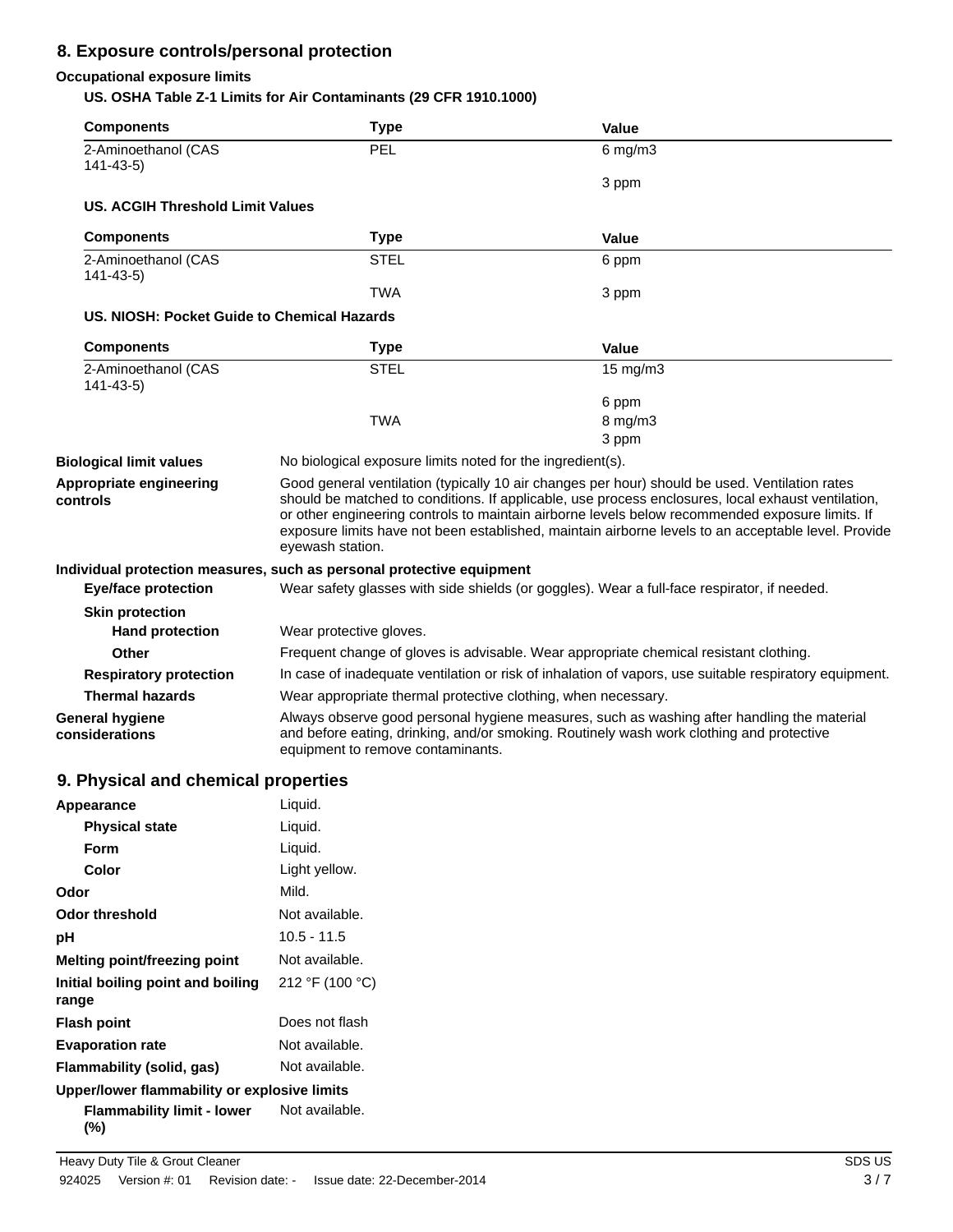## 8. Exposure controls/personal protection

### Occupational exposure limits

**US. OSHA Table Z-1 Limits for Air Contaminants (29 CFR 1910.1000)**

| Components | Type | Value |
|---|---|---|
| 2-Aminoethanol (CAS 141-43-5) | PEL | 6 mg/m3 |
| | | 3 ppm |

**US. ACGIH Threshold Limit Values**

| Components | Type | Value |
|---|---|---|
| 2-Aminoethanol (CAS 141-43-5) | STEL | 6 ppm |
| | TWA | 3 ppm |

**US. NIOSH: Pocket Guide to Chemical Hazards**

| Components | Type | Value |
|---|---|---|
| 2-Aminoethanol (CAS 141-43-5) | STEL | 15 mg/m3 |
| | | 6 ppm |
| | TWA | 8 mg/m3 |
| | | 3 ppm |

**Biological limit values** No biological exposure limits noted for the ingredient(s).

**Appropriate engineering controls** Good general ventilation (typically 10 air changes per hour) should be used. Ventilation rates should be matched to conditions. If applicable, use process enclosures, local exhaust ventilation, or other engineering controls to maintain airborne levels below recommended exposure limits. If exposure limits have not been established, maintain airborne levels to an acceptable level. Provide eyewash station.

**Individual protection measures, such as personal protective equipment**

**Eye/face protection** Wear safety glasses with side shields (or goggles). Wear a full-face respirator, if needed.

**Skin protection**

**Hand protection** Wear protective gloves.

**Other** Frequent change of gloves is advisable. Wear appropriate chemical resistant clothing.

**Respiratory protection** In case of inadequate ventilation or risk of inhalation of vapors, use suitable respiratory equipment.

**Thermal hazards** Wear appropriate thermal protective clothing, when necessary.

**General hygiene considerations** Always observe good personal hygiene measures, such as washing after handling the material and before eating, drinking, and/or smoking. Routinely wash work clothing and protective equipment to remove contaminants.

## 9. Physical and chemical properties

**Appearance** Liquid.

**Physical state** Liquid.

**Form** Liquid.

**Color** Light yellow.

**Odor** Mild.

**Odor threshold** Not available.

**pH** 10.5 - 11.5

**Melting point/freezing point** Not available.

**Initial boiling point and boiling range** 212 °F (100 °C)

**Flash point** Does not flash

**Evaporation rate** Not available.

**Flammability (solid, gas)** Not available.

**Upper/lower flammability or explosive limits**

**Flammability limit - lower (%)** Not available.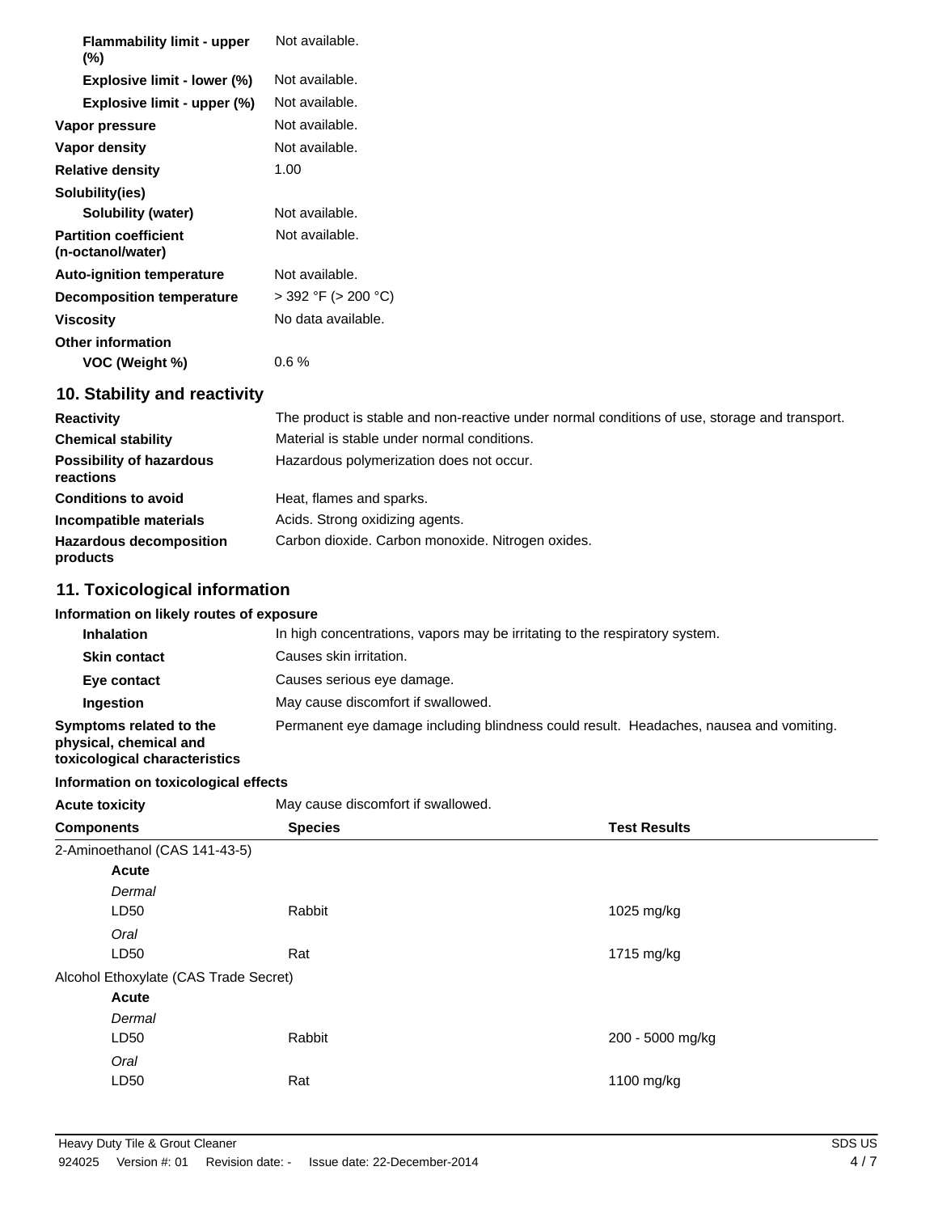| | |
|---|---|
| **Flammability limit - upper (%)** | Not available. |
| **Explosive limit - lower (%)** | Not available. |
| **Explosive limit - upper (%)** | Not available. |
| **Vapor pressure** | Not available. |
| **Vapor density** | Not available. |
| **Relative density** | 1.00 |
| **Solubility(ies)** | |
| **Solubility (water)** | Not available. |
| **Partition coefficient (n-octanol/water)** | Not available. |
| **Auto-ignition temperature** | Not available. |
| **Decomposition temperature** | > 392 °F (> 200 °C) |
| **Viscosity** | No data available. |
| **Other information** | |
| **VOC (Weight %)** | 0.6 % |

## 10. Stability and reactivity

| | |
|---|---|
| **Reactivity** | The product is stable and non-reactive under normal conditions of use, storage and transport. |
| **Chemical stability** | Material is stable under normal conditions. |
| **Possibility of hazardous reactions** | Hazardous polymerization does not occur. |
| **Conditions to avoid** | Heat, flames and sparks. |
| **Incompatible materials** | Acids. Strong oxidizing agents. |
| **Hazardous decomposition products** | Carbon dioxide. Carbon monoxide. Nitrogen oxides. |

## 11. Toxicological information

**Information on likely routes of exposure**

| | |
|---|---|
| **Inhalation** | In high concentrations, vapors may be irritating to the respiratory system. |
| **Skin contact** | Causes skin irritation. |
| **Eye contact** | Causes serious eye damage. |
| **Ingestion** | May cause discomfort if swallowed. |
| **Symptoms related to the physical, chemical and toxicological characteristics** | Permanent eye damage including blindness could result. Headaches, nausea and vomiting. |

**Information on toxicological effects**

**Acute toxicity** May cause discomfort if swallowed.

| Components | Species | Test Results |
|---|---|---|
| 2-Aminoethanol (CAS 141-43-5) | | |
| **Acute** | | |
| *Dermal* | | |
| LD50 | Rabbit | 1025 mg/kg |
| *Oral* | | |
| LD50 | Rat | 1715 mg/kg |
| Alcohol Ethoxylate (CAS Trade Secret) | | |
| **Acute** | | |
| *Dermal* | | |
| LD50 | Rabbit | 200 - 5000 mg/kg |
| *Oral* | | |
| LD50 | Rat | 1100 mg/kg |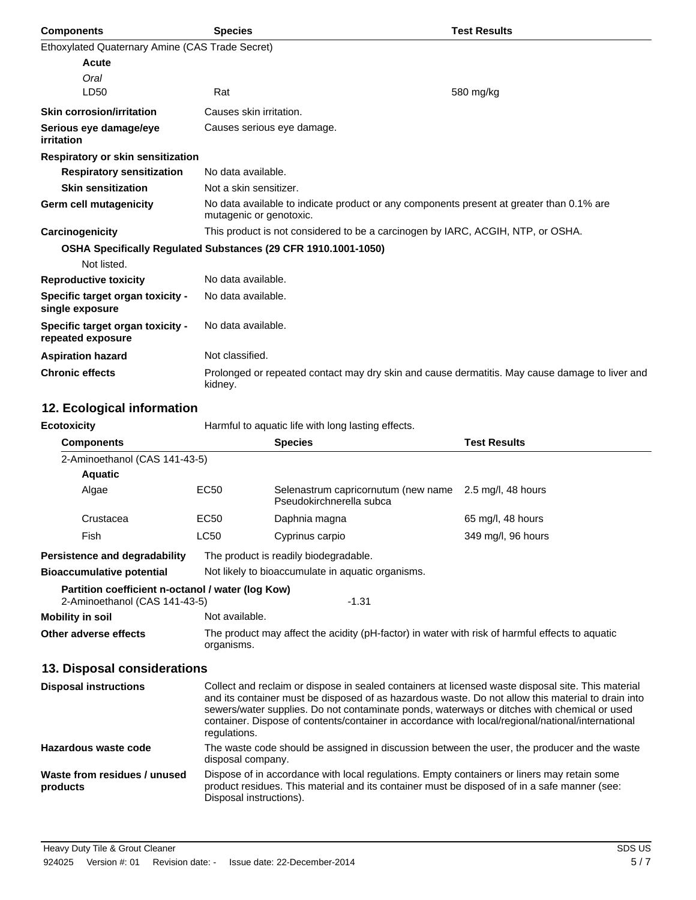| Components | Species | Test Results |
| --- | --- | --- |
| Ethoxylated Quaternary Amine (CAS Trade Secret) | | |
| **Acute** | | |
| *Oral* | | |
| LD50 | Rat | 580 mg/kg |

**Skin corrosion/irritation** Causes skin irritation.

**Serious eye damage/eye irritation** Causes serious eye damage.

**Respiratory or skin sensitization**

**Respiratory sensitization** No data available.

**Skin sensitization** Not a skin sensitizer.

**Germ cell mutagenicity** No data available to indicate product or any components present at greater than 0.1% are mutagenic or genotoxic.

**Carcinogenicity** This product is not considered to be a carcinogen by IARC, ACGIH, NTP, or OSHA.

**OSHA Specifically Regulated Substances (29 CFR 1910.1001-1050)**

Not listed.

**Reproductive toxicity** No data available.

**Specific target organ toxicity - single exposure** No data available.

**Specific target organ toxicity - repeated exposure** No data available.

**Aspiration hazard** Not classified.

**Chronic effects** Prolonged or repeated contact may dry skin and cause dermatitis. May cause damage to liver and kidney.

## 12. Ecological information

**Ecotoxicity** Harmful to aquatic life with long lasting effects.

| Components | | Species | Test Results |
| --- | --- | --- | --- |
| 2-Aminoethanol (CAS 141-43-5) | | | |
| **Aquatic** | | | |
| Algae | EC50 | Selenastrum capricornutum (new name Pseudokirchnerella subca | 2.5 mg/l, 48 hours |
| Crustacea | EC50 | Daphnia magna | 65 mg/l, 48 hours |
| Fish | LC50 | Cyprinus carpio | 349 mg/l, 96 hours |

**Persistence and degradability** The product is readily biodegradable.

**Bioaccumulative potential** Not likely to bioaccumulate in aquatic organisms.

**Partition coefficient n-octanol / water (log Kow)**

2-Aminoethanol (CAS 141-43-5) -1.31

**Mobility in soil** Not available.

**Other adverse effects** The product may affect the acidity (pH-factor) in water with risk of harmful effects to aquatic organisms.

## 13. Disposal considerations

**Disposal instructions** Collect and reclaim or dispose in sealed containers at licensed waste disposal site. This material and its container must be disposed of as hazardous waste. Do not allow this material to drain into sewers/water supplies. Do not contaminate ponds, waterways or ditches with chemical or used container. Dispose of contents/container in accordance with local/regional/national/international regulations.

**Hazardous waste code** The waste code should be assigned in discussion between the user, the producer and the waste disposal company.

**Waste from residues / unused products** Dispose of in accordance with local regulations. Empty containers or liners may retain some product residues. This material and its container must be disposed of in a safe manner (see: Disposal instructions).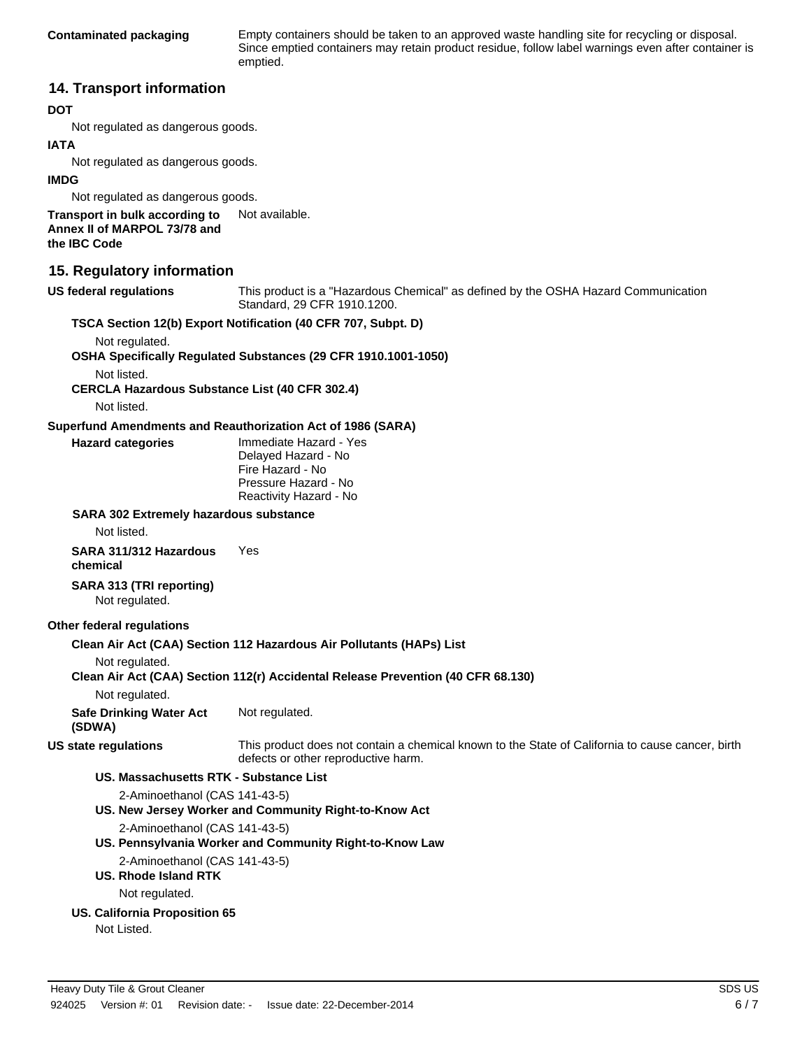**Contaminated packaging** Empty containers should be taken to an approved waste handling site for recycling or disposal. Since emptied containers may retain product residue, follow label warnings even after container is emptied.

## 14. Transport information

**DOT**

Not regulated as dangerous goods.

**IATA**

Not regulated as dangerous goods.

**IMDG**

Not regulated as dangerous goods.

**Transport in bulk according to Annex II of MARPOL 73/78 and the IBC Code** Not available.

## 15. Regulatory information

**US federal regulations** This product is a "Hazardous Chemical" as defined by the OSHA Hazard Communication Standard, 29 CFR 1910.1200.

**TSCA Section 12(b) Export Notification (40 CFR 707, Subpt. D)**

Not regulated.

**OSHA Specifically Regulated Substances (29 CFR 1910.1001-1050)**

Not listed.

**CERCLA Hazardous Substance List (40 CFR 302.4)**

Not listed.

**Superfund Amendments and Reauthorization Act of 1986 (SARA)**

**Hazard categories**
Immediate Hazard - Yes
Delayed Hazard - No
Fire Hazard - No
Pressure Hazard - No
Reactivity Hazard - No

**SARA 302 Extremely hazardous substance**

Not listed.

**SARA 311/312 Hazardous chemical** Yes

**SARA 313 (TRI reporting)**

Not regulated.

**Other federal regulations**

**Clean Air Act (CAA) Section 112 Hazardous Air Pollutants (HAPs) List**

Not regulated.

**Clean Air Act (CAA) Section 112(r) Accidental Release Prevention (40 CFR 68.130)**

Not regulated.

**Safe Drinking Water Act (SDWA)** Not regulated.

**US state regulations** This product does not contain a chemical known to the State of California to cause cancer, birth defects or other reproductive harm.

**US. Massachusetts RTK - Substance List**

2-Aminoethanol (CAS 141-43-5)

**US. New Jersey Worker and Community Right-to-Know Act**

2-Aminoethanol (CAS 141-43-5)

**US. Pennsylvania Worker and Community Right-to-Know Law**

2-Aminoethanol (CAS 141-43-5)

**US. Rhode Island RTK**

Not regulated.

**US. California Proposition 65**

Not Listed.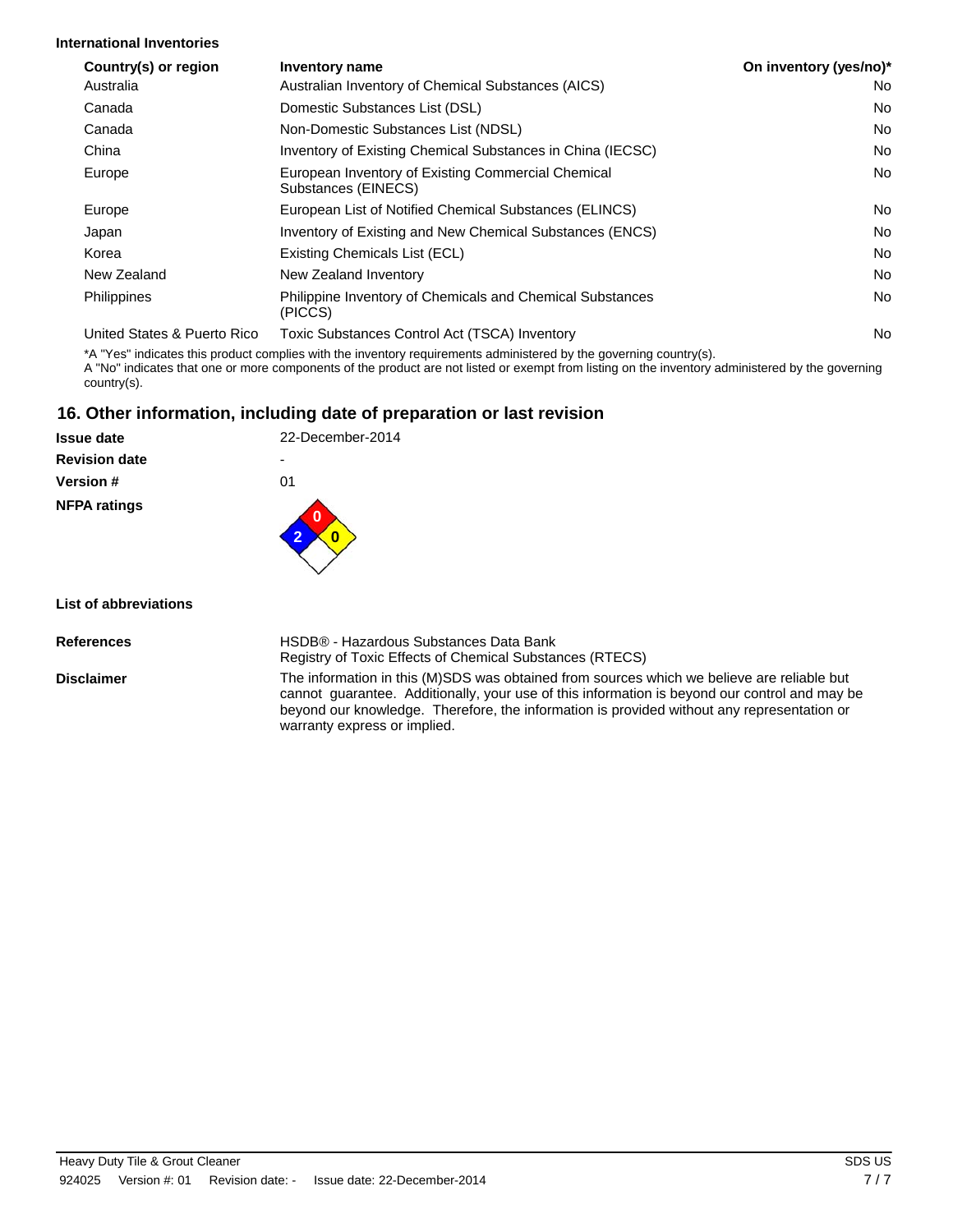**International Inventories**

| Country(s) or region | Inventory name | On inventory (yes/no)* |
|---|---|---|
| Australia | Australian Inventory of Chemical Substances (AICS) | No |
| Canada | Domestic Substances List (DSL) | No |
| Canada | Non-Domestic Substances List (NDSL) | No |
| China | Inventory of Existing Chemical Substances in China (IECSC) | No |
| Europe | European Inventory of Existing Commercial Chemical Substances (EINECS) | No |
| Europe | European List of Notified Chemical Substances (ELINCS) | No |
| Japan | Inventory of Existing and New Chemical Substances (ENCS) | No |
| Korea | Existing Chemicals List (ECL) | No |
| New Zealand | New Zealand Inventory | No |
| Philippines | Philippine Inventory of Chemicals and Chemical Substances (PICCS) | No |
| United States & Puerto Rico | Toxic Substances Control Act (TSCA) Inventory | No |

*A "Yes" indicates this product complies with the inventory requirements administered by the governing country(s).
A "No" indicates that one or more components of the product are not listed or exempt from listing on the inventory administered by the governing country(s).

## 16. Other information, including date of preparation or last revision

**Issue date** 22-December-2014

**Revision date** -

**Version #** 01

**NFPA ratings**

0
2 0

**List of abbreviations**

**References** HSDB® - Hazardous Substances Data Bank
Registry of Toxic Effects of Chemical Substances (RTECS)

**Disclaimer** The information in this (M)SDS was obtained from sources which we believe are reliable but cannot guarantee. Additionally, your use of this information is beyond our control and may be beyond our knowledge. Therefore, the information is provided without any representation or warranty express or implied.